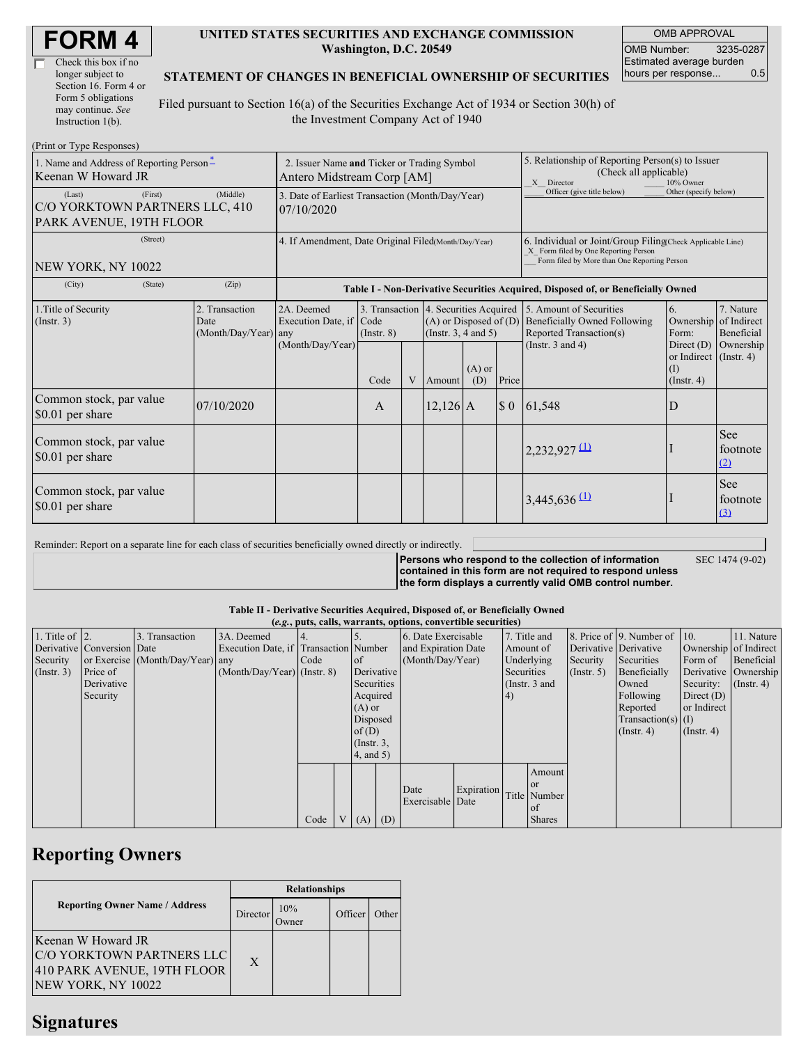# FORM 4

☐ Check this box if no longer subject to Section 16. Form 4 or Form 5 obligations may continue. *See* Instruction 1(b).

**UNITED STATES SECURITIES AND EXCHANGE COMMISSION**
**Washington, D.C. 20549**

**STATEMENT OF CHANGES IN BENEFICIAL OWNERSHIP OF SECURITIES**

Filed pursuant to Section 16(a) of the Securities Exchange Act of 1934 or Section 30(h) of the Investment Company Act of 1940

| OMB APPROVAL | |
|---|---|
| OMB Number: | 3235-0287 |
| Estimated average burden hours per response... | 0.5 |

(Print or Type Responses)

| | | |
|---|---|---|
| 1. Name and Address of Reporting Person * Keenan W Howard JR | 2. Issuer Name **and** Ticker or Trading Symbol Antero Midstream Corp [AM] | 5. Relationship of Reporting Person(s) to Issuer (Check all applicable) _X_ Director ___ 10% Owner ___ Officer (give title below) ___ Other (specify below) |
| (Last) (First) (Middle) C/O YORKTOWN PARTNERS LLC, 410 PARK AVENUE, 19TH FLOOR | 3. Date of Earliest Transaction (Month/Day/Year) 07/10/2020 | |
| (Street) NEW YORK, NY 10022 | 4. If Amendment, Date Original Filed (Month/Day/Year) | 6. Individual or Joint/Group Filing (Check Applicable Line) _X_ Form filed by One Reporting Person ___ Form filed by More than One Reporting Person |
| (City) (State) (Zip) | | |

**Table I - Non-Derivative Securities Acquired, Disposed of, or Beneficially Owned**

| 1.Title of Security (Instr. 3) | 2. Transaction Date (Month/Day/Year) | 2A. Deemed Execution Date, if any (Month/Day/Year) | 3. Transaction Code (Instr. 8) | | 4. Securities Acquired (A) or Disposed of (D) (Instr. 3, 4 and 5) | | | 5. Amount of Securities Beneficially Owned Following Reported Transaction(s) (Instr. 3 and 4) | 6. Ownership Form: Direct (D) or Indirect (I) (Instr. 4) | 7. Nature of Indirect Beneficial Ownership (Instr. 4) |
|---|---|---|---|---|---|---|---|---|---|---|
| | | | Code | V | Amount | (A) or (D) | Price | | | |
| Common stock, par value $0.01 per share | 07/10/2020 | | A | | 12,126 | A | $ 0 | 61,548 | D | |
| Common stock, par value $0.01 per share | | | | | | | | 2,232,927 (1) | I | See footnote (2) |
| Common stock, par value $0.01 per share | | | | | | | | 3,445,636 (1) | I | See footnote (3) |

Reminder: Report on a separate line for each class of securities beneficially owned directly or indirectly.

**Persons who respond to the collection of information contained in this form are not required to respond unless the form displays a currently valid OMB control number.** SEC 1474 (9-02)

**Table II - Derivative Securities Acquired, Disposed of, or Beneficially Owned**
**(*e.g.*, puts, calls, warrants, options, convertible securities)**

| 1. Title of Derivative Security (Instr. 3) | 2. Conversion or Exercise Price of Derivative Security | 3. Transaction Date (Month/Day/Year) | 3A. Deemed Execution Date, if any (Month/Day/Year) | 4. Transaction Code (Instr. 8) | | 5. Number of Derivative Securities Acquired (A) or Disposed of (D) (Instr. 3, 4, and 5) | | 6. Date Exercisable and Expiration Date (Month/Day/Year) | | 7. Title and Amount of Underlying Securities (Instr. 3 and 4) | | 8. Price of Derivative Security (Instr. 5) | 9. Number of Derivative Securities Beneficially Owned Following Reported Transaction(s) (Instr. 4) | 10. Ownership Form of Derivative Security: Direct (D) or Indirect (I) (Instr. 4) | 11. Nature of Indirect Beneficial Ownership (Instr. 4) |
|---|---|---|---|---|---|---|---|---|---|---|---|---|---|---|---|
| | | | | Code | V | (A) | (D) | Date Exercisable | Expiration Date | Title | Amount or Number of Shares | | | | |

## Reporting Owners

| Reporting Owner Name / Address | Relationships | | | |
|---|---|---|---|---|
| | Director | 10% Owner | Officer | Other |
| Keenan W Howard JR C/O YORKTOWN PARTNERS LLC 410 PARK AVENUE, 19TH FLOOR NEW YORK, NY 10022 | X | | | |

## Signatures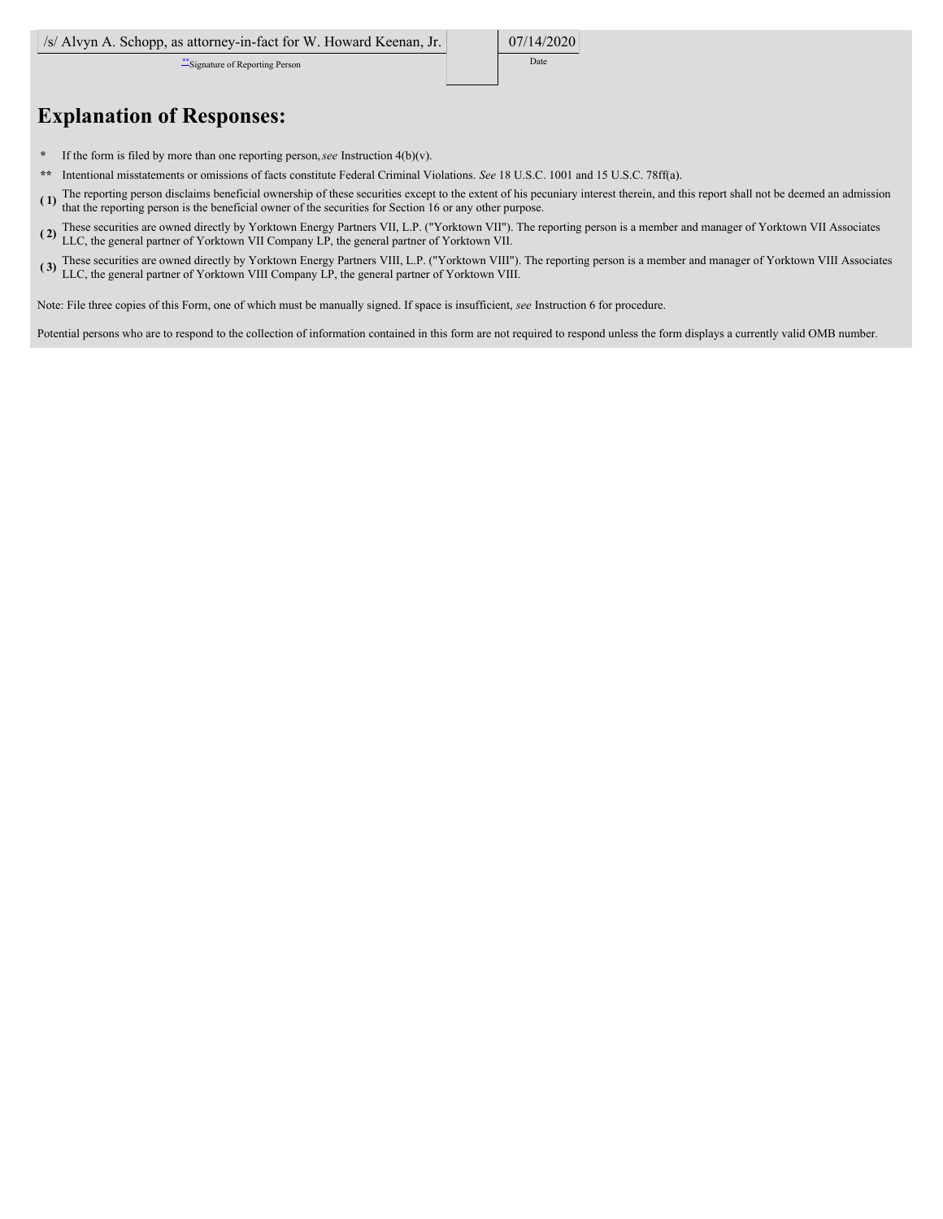| | | |
|---|---|---|
| /s/ Alvyn A. Schopp, as attorney-in-fact for W. Howard Keenan, Jr. | | 07/14/2020 |
| ** Signature of Reporting Person | | Date |

# Explanation of Responses:

\* If the form is filed by more than one reporting person, *see* Instruction 4(b)(v).

\** Intentional misstatements or omissions of facts constitute Federal Criminal Violations. *See* 18 U.S.C. 1001 and 15 U.S.C. 78ff(a).

(1) The reporting person disclaims beneficial ownership of these securities except to the extent of his pecuniary interest therein, and this report shall not be deemed an admission that the reporting person is the beneficial owner of the securities for Section 16 or any other purpose.

(2) These securities are owned directly by Yorktown Energy Partners VII, L.P. ("Yorktown VII"). The reporting person is a member and manager of Yorktown VII Associates LLC, the general partner of Yorktown VII Company LP, the general partner of Yorktown VII.

(3) These securities are owned directly by Yorktown Energy Partners VIII, L.P. ("Yorktown VIII"). The reporting person is a member and manager of Yorktown VIII Associates LLC, the general partner of Yorktown VIII Company LP, the general partner of Yorktown VIII.

Note: File three copies of this Form, one of which must be manually signed. If space is insufficient, *see* Instruction 6 for procedure.

Potential persons who are to respond to the collection of information contained in this form are not required to respond unless the form displays a currently valid OMB number.